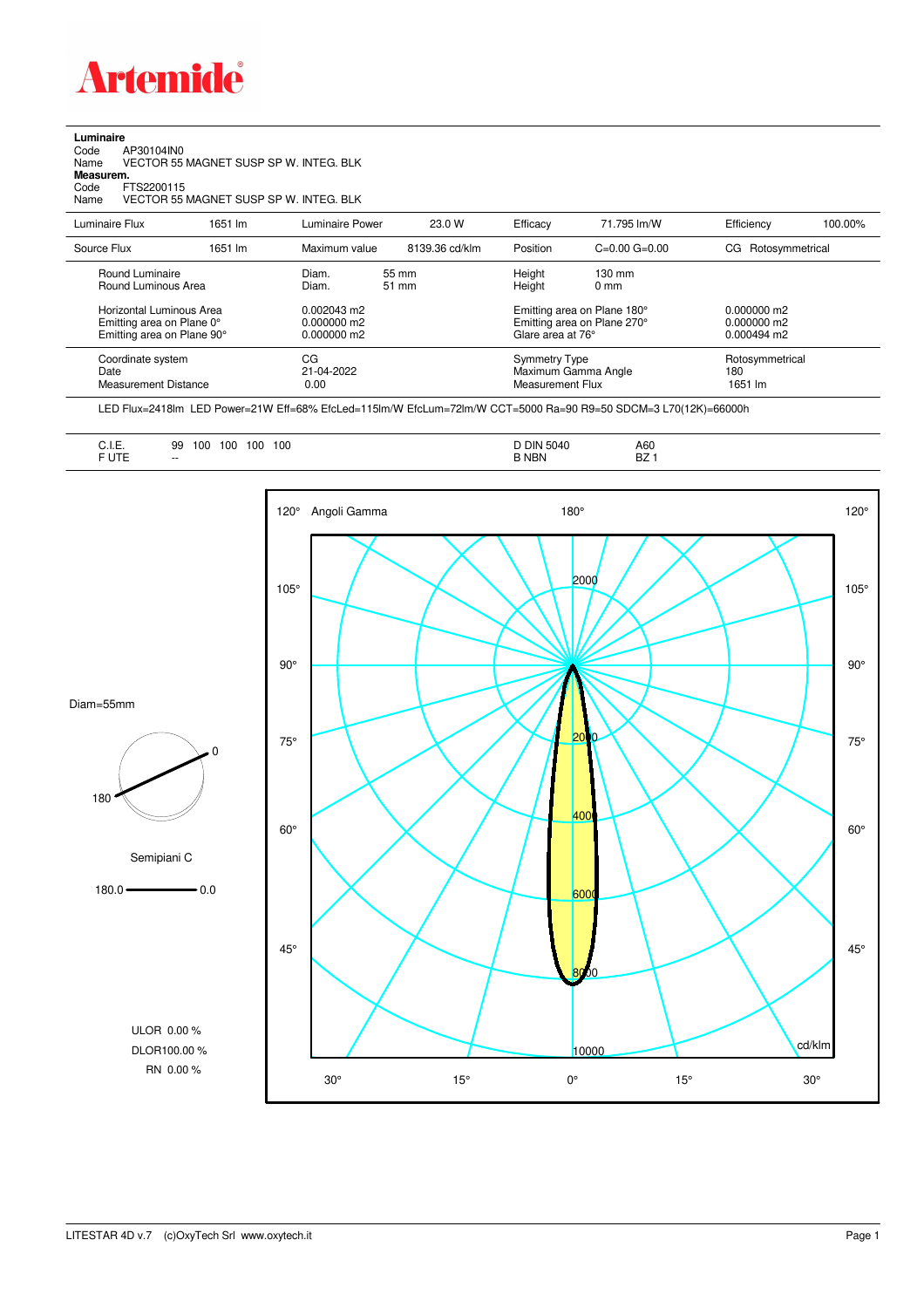**Artemide**

**Luminaire**
Code AP30104IN0
Name VECTOR 55 MAGNET SUSP SP W. INTEG. BLK
**Measurem.**
Code FTS2200115
Name VECTOR 55 MAGNET SUSP SP W. INTEG. BLK

| Luminaire Flux | 1651 lm | Luminaire Power | 23.0 W | Efficacy | 71.795 lm/W | Efficiency | 100.00% |
|---|---|---|---|---|---|---|---|
| Source Flux | 1651 lm | Maximum value | 8139.36 cd/klm | Position | C=0.00 G=0.00 | CG | Rotosymmetrical |

| | | | | |
|---|---|---|---|---|
| Round Luminaire | Diam. 55 mm | Height | 130 mm | |
| Round Luminous Area | Diam. 51 mm | Height | 0 mm | |
| Horizontal Luminous Area | 0.002043 m2 | Emitting area on Plane 180° | | 0.000000 m2 |
| Emitting area on Plane 0° | 0.000000 m2 | Emitting area on Plane 270° | | 0.000000 m2 |
| Emitting area on Plane 90° | 0.000000 m2 | Glare area at 76° | | 0.000494 m2 |

| | | | |
|---|---|---|---|
| Coordinate system | CG | Symmetry Type | Rotosymmetrical |
| Date | 21-04-2022 | Maximum Gamma Angle | 180 |
| Measurement Distance | 0.00 | Measurement Flux | 1651 lm |

LED Flux=2418lm LED Power=21W Eff=68% EfcLed=115lm/W EfcLum=72lm/W CCT=5000 Ra=90 R9=50 SDCM=3 L70(12K)=66000h

| | | | |
|---|---|---|---|
| C.I.E. | 99 100 100 100 100 | D DIN 5040 | A60 |
| F UTE | -- | B NBN | BZ 1 |

Diam=55mm

Semipiani C

180.0 — 0.0

ULOR 0.00 %
DLOR100.00 %
RN 0.00 %

Angoli Gamma — cd/klm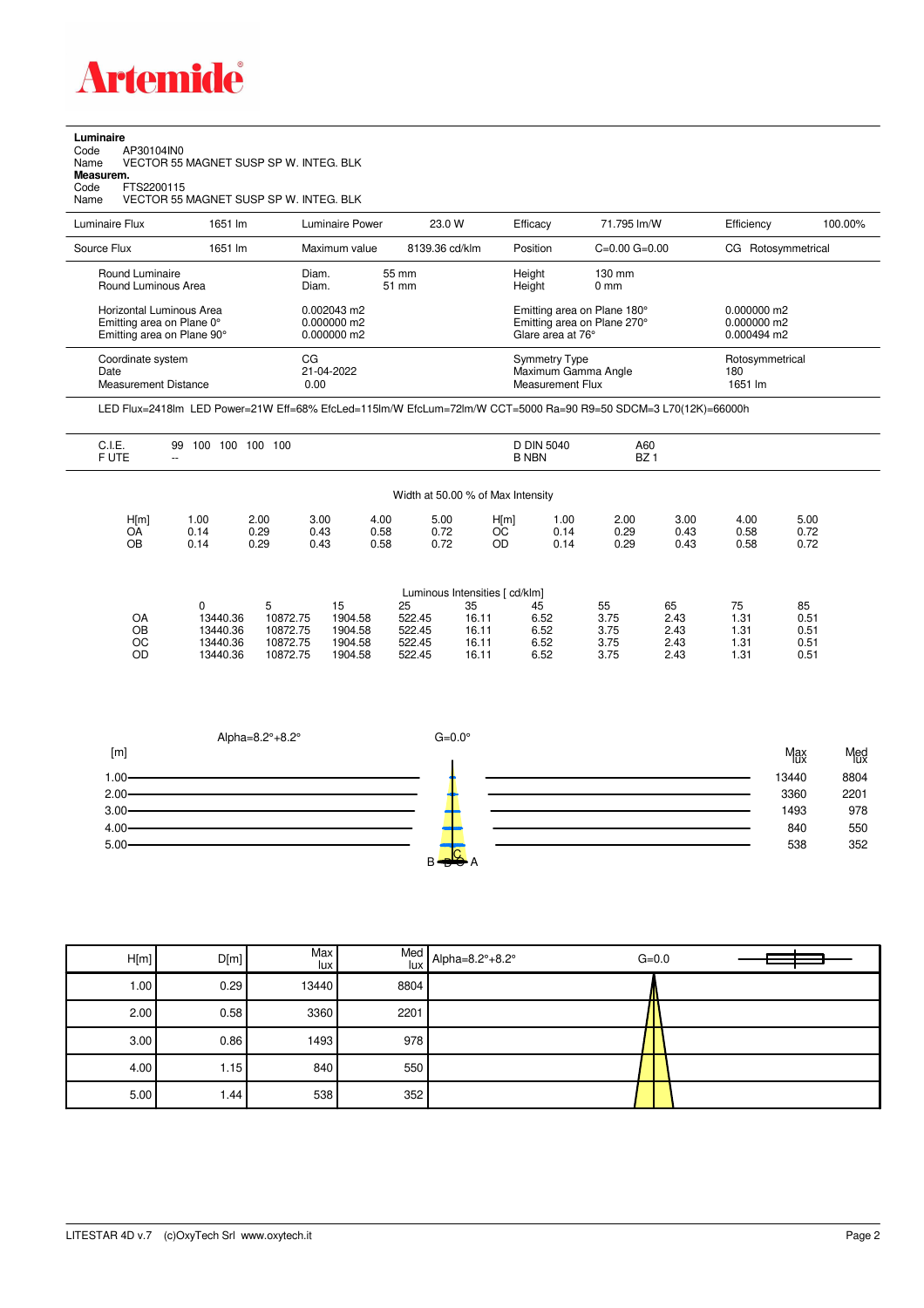**Artemide**

**Luminaire**

Code AP30104IN0
Name VECTOR 55 MAGNET SUSP SP W. INTEG. BLK

**Measurem.**

Code FTS2200115
Name VECTOR 55 MAGNET SUSP SP W. INTEG. BLK

| | | | | | | | |
|---|---|---|---|---|---|---|---|
| Luminaire Flux | 1651 lm | Luminaire Power | 23.0 W | Efficacy | 71.795 lm/W | Efficiency | 100.00% |
| Source Flux | 1651 lm | Maximum value | 8139.36 cd/klm | Position | C=0.00 G=0.00 | CG | Rotosymmetrical |

| | | | | | |
|---|---|---|---|---|---|
| Round Luminaire | Diam. | 55 mm | Height | 130 mm | |
| Round Luminous Area | Diam. | 51 mm | Height | 0 mm | |
| Horizontal Luminous Area | 0.002043 m2 | | Emitting area on Plane 180° | | 0.000000 m2 |
| Emitting area on Plane 0° | 0.000000 m2 | | Emitting area on Plane 270° | | 0.000000 m2 |
| Emitting area on Plane 90° | 0.000000 m2 | | Glare area at 76° | | 0.000494 m2 |

| | | | |
|---|---|---|---|
| Coordinate system | CG | Symmetry Type | Rotosymmetrical |
| Date | 21-04-2022 | Maximum Gamma Angle | 180 |
| Measurement Distance | 0.00 | Measurement Flux | 1651 lm |

LED Flux=2418lm LED Power=21W Eff=68% EfcLed=115lm/W EfcLum=72lm/W CCT=5000 Ra=90 R9=50 SDCM=3 L70(12K)=66000h

| | | | |
|---|---|---|---|
| C.I.E. | 99 100 100 100 100 | D DIN 5040 | A60 |
| F UTE | -- | B NBN | BZ 1 |

Width at 50.00 % of Max Intensity

| H[m] | 1.00 | 2.00 | 3.00 | 4.00 | 5.00 | H[m] | 1.00 | 2.00 | 3.00 | 4.00 | 5.00 |
|---|---|---|---|---|---|---|---|---|---|---|---|
| OA | 0.14 | 0.29 | 0.43 | 0.58 | 0.72 | OC | 0.14 | 0.29 | 0.43 | 0.58 | 0.72 |
| OB | 0.14 | 0.29 | 0.43 | 0.58 | 0.72 | OD | 0.14 | 0.29 | 0.43 | 0.58 | 0.72 |

Luminous Intensities [ cd/klm]

| | 0 | 5 | 15 | 25 | 35 | 45 | 55 | 65 | 75 | 85 |
|---|---|---|---|---|---|---|---|---|---|---|
| OA | 13440.36 | 10872.75 | 1904.58 | 522.45 | 16.11 | 6.52 | 3.75 | 2.43 | 1.31 | 0.51 |
| OB | 13440.36 | 10872.75 | 1904.58 | 522.45 | 16.11 | 6.52 | 3.75 | 2.43 | 1.31 | 0.51 |
| OC | 13440.36 | 10872.75 | 1904.58 | 522.45 | 16.11 | 6.52 | 3.75 | 2.43 | 1.31 | 0.51 |
| OD | 13440.36 | 10872.75 | 1904.58 | 522.45 | 16.11 | 6.52 | 3.75 | 2.43 | 1.31 | 0.51 |

Alpha=8.2°+8.2°
G=0.0°
[m]
Max lux
Med lux
1.00 13440 8804
2.00 3360 2201
3.00 1493 978
4.00 840 550
5.00 538 352
B D C A

| H[m] | D[m] | Max lux | Med lux | Alpha=8.2°+8.2° G=0.0 |
|---|---|---|---|---|
| 1.00 | 0.29 | 13440 | 8804 | |
| 2.00 | 0.58 | 3360 | 2201 | |
| 3.00 | 0.86 | 1493 | 978 | |
| 4.00 | 1.15 | 840 | 550 | |
| 5.00 | 1.44 | 538 | 352 | |

LITESTAR 4D v.7 (c)OxyTech Srl www.oxytech.it